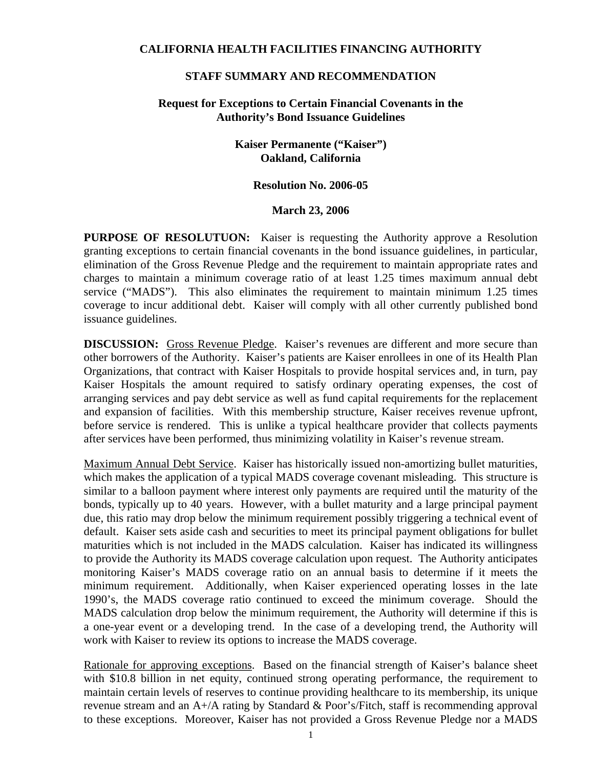**CALIFORNIA HEALTH FACILITIES FINANCING AUTHORITY**

**STAFF SUMMARY AND RECOMMENDATION**

**Request for Exceptions to Certain Financial Covenants in the Authority's Bond Issuance Guidelines**

**Kaiser Permanente ("Kaiser")**
**Oakland, California**

**Resolution No. 2006-05**

**March 23, 2006**

**PURPOSE OF RESOLUTUON:** Kaiser is requesting the Authority approve a Resolution granting exceptions to certain financial covenants in the bond issuance guidelines, in particular, elimination of the Gross Revenue Pledge and the requirement to maintain appropriate rates and charges to maintain a minimum coverage ratio of at least 1.25 times maximum annual debt service ("MADS"). This also eliminates the requirement to maintain minimum 1.25 times coverage to incur additional debt. Kaiser will comply with all other currently published bond issuance guidelines.

**DISCUSSION:** Gross Revenue Pledge. Kaiser's revenues are different and more secure than other borrowers of the Authority. Kaiser's patients are Kaiser enrollees in one of its Health Plan Organizations, that contract with Kaiser Hospitals to provide hospital services and, in turn, pay Kaiser Hospitals the amount required to satisfy ordinary operating expenses, the cost of arranging services and pay debt service as well as fund capital requirements for the replacement and expansion of facilities. With this membership structure, Kaiser receives revenue upfront, before service is rendered. This is unlike a typical healthcare provider that collects payments after services have been performed, thus minimizing volatility in Kaiser's revenue stream.

Maximum Annual Debt Service. Kaiser has historically issued non-amortizing bullet maturities, which makes the application of a typical MADS coverage covenant misleading. This structure is similar to a balloon payment where interest only payments are required until the maturity of the bonds, typically up to 40 years. However, with a bullet maturity and a large principal payment due, this ratio may drop below the minimum requirement possibly triggering a technical event of default. Kaiser sets aside cash and securities to meet its principal payment obligations for bullet maturities which is not included in the MADS calculation. Kaiser has indicated its willingness to provide the Authority its MADS coverage calculation upon request. The Authority anticipates monitoring Kaiser's MADS coverage ratio on an annual basis to determine if it meets the minimum requirement. Additionally, when Kaiser experienced operating losses in the late 1990's, the MADS coverage ratio continued to exceed the minimum coverage. Should the MADS calculation drop below the minimum requirement, the Authority will determine if this is a one-year event or a developing trend. In the case of a developing trend, the Authority will work with Kaiser to review its options to increase the MADS coverage.

Rationale for approving exceptions. Based on the financial strength of Kaiser's balance sheet with $10.8 billion in net equity, continued strong operating performance, the requirement to maintain certain levels of reserves to continue providing healthcare to its membership, its unique revenue stream and an A+/A rating by Standard & Poor's/Fitch, staff is recommending approval to these exceptions. Moreover, Kaiser has not provided a Gross Revenue Pledge nor a MADS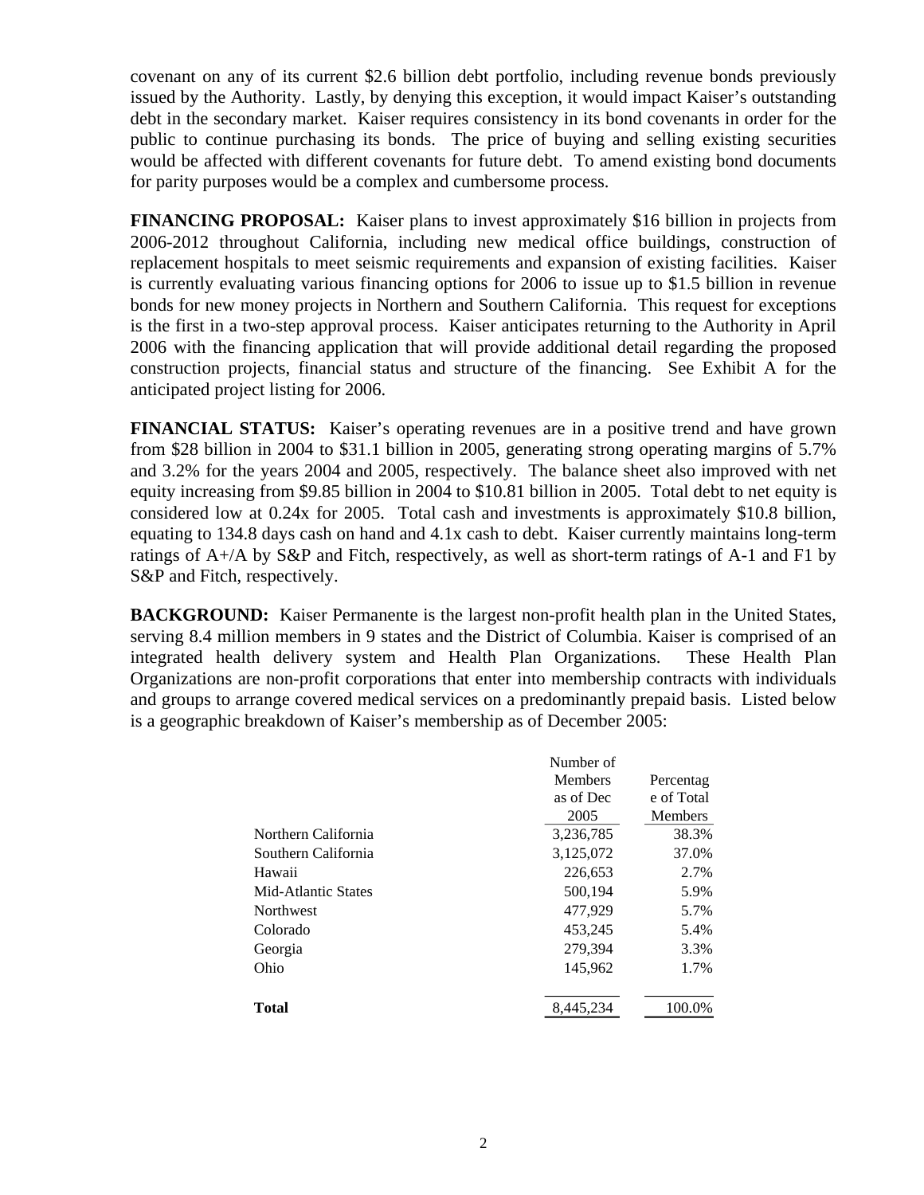covenant on any of its current $2.6 billion debt portfolio, including revenue bonds previously issued by the Authority. Lastly, by denying this exception, it would impact Kaiser's outstanding debt in the secondary market. Kaiser requires consistency in its bond covenants in order for the public to continue purchasing its bonds. The price of buying and selling existing securities would be affected with different covenants for future debt. To amend existing bond documents for parity purposes would be a complex and cumbersome process.

**FINANCING PROPOSAL:** Kaiser plans to invest approximately $16 billion in projects from 2006-2012 throughout California, including new medical office buildings, construction of replacement hospitals to meet seismic requirements and expansion of existing facilities. Kaiser is currently evaluating various financing options for 2006 to issue up to $1.5 billion in revenue bonds for new money projects in Northern and Southern California. This request for exceptions is the first in a two-step approval process. Kaiser anticipates returning to the Authority in April 2006 with the financing application that will provide additional detail regarding the proposed construction projects, financial status and structure of the financing. See Exhibit A for the anticipated project listing for 2006.

**FINANCIAL STATUS:** Kaiser's operating revenues are in a positive trend and have grown from $28 billion in 2004 to $31.1 billion in 2005, generating strong operating margins of 5.7% and 3.2% for the years 2004 and 2005, respectively. The balance sheet also improved with net equity increasing from $9.85 billion in 2004 to $10.81 billion in 2005. Total debt to net equity is considered low at 0.24x for 2005. Total cash and investments is approximately $10.8 billion, equating to 134.8 days cash on hand and 4.1x cash to debt. Kaiser currently maintains long-term ratings of A+/A by S&P and Fitch, respectively, as well as short-term ratings of A-1 and F1 by S&P and Fitch, respectively.

**BACKGROUND:** Kaiser Permanente is the largest non-profit health plan in the United States, serving 8.4 million members in 9 states and the District of Columbia. Kaiser is comprised of an integrated health delivery system and Health Plan Organizations. These Health Plan Organizations are non-profit corporations that enter into membership contracts with individuals and groups to arrange covered medical services on a predominantly prepaid basis. Listed below is a geographic breakdown of Kaiser's membership as of December 2005:

| | Number of Members as of Dec 2005 | Percentage of Total Members |
|---|---|---|
| Northern California | 3,236,785 | 38.3% |
| Southern California | 3,125,072 | 37.0% |
| Hawaii | 226,653 | 2.7% |
| Mid-Atlantic States | 500,194 | 5.9% |
| Northwest | 477,929 | 5.7% |
| Colorado | 453,245 | 5.4% |
| Georgia | 279,394 | 3.3% |
| Ohio | 145,962 | 1.7% |
| **Total** | 8,445,234 | 100.0% |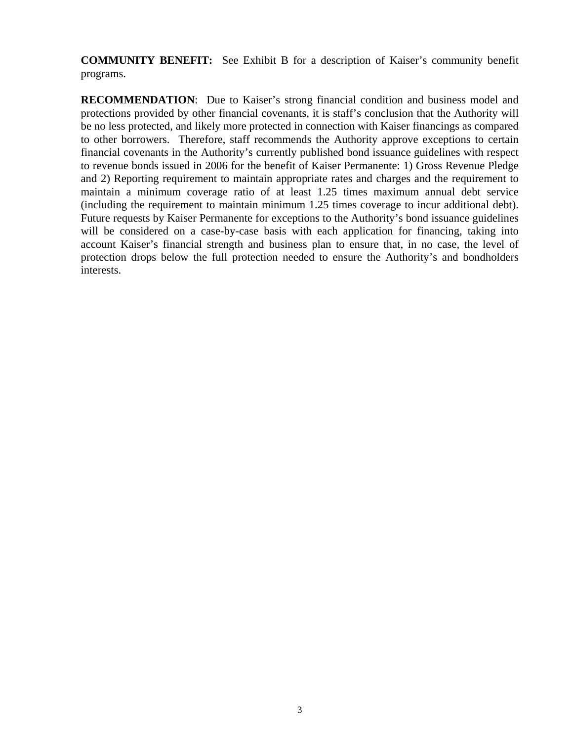**COMMUNITY BENEFIT:** See Exhibit B for a description of Kaiser's community benefit programs.

**RECOMMENDATION**: Due to Kaiser's strong financial condition and business model and protections provided by other financial covenants, it is staff's conclusion that the Authority will be no less protected, and likely more protected in connection with Kaiser financings as compared to other borrowers. Therefore, staff recommends the Authority approve exceptions to certain financial covenants in the Authority's currently published bond issuance guidelines with respect to revenue bonds issued in 2006 for the benefit of Kaiser Permanente: 1) Gross Revenue Pledge and 2) Reporting requirement to maintain appropriate rates and charges and the requirement to maintain a minimum coverage ratio of at least 1.25 times maximum annual debt service (including the requirement to maintain minimum 1.25 times coverage to incur additional debt). Future requests by Kaiser Permanente for exceptions to the Authority's bond issuance guidelines will be considered on a case-by-case basis with each application for financing, taking into account Kaiser's financial strength and business plan to ensure that, in no case, the level of protection drops below the full protection needed to ensure the Authority's and bondholders interests.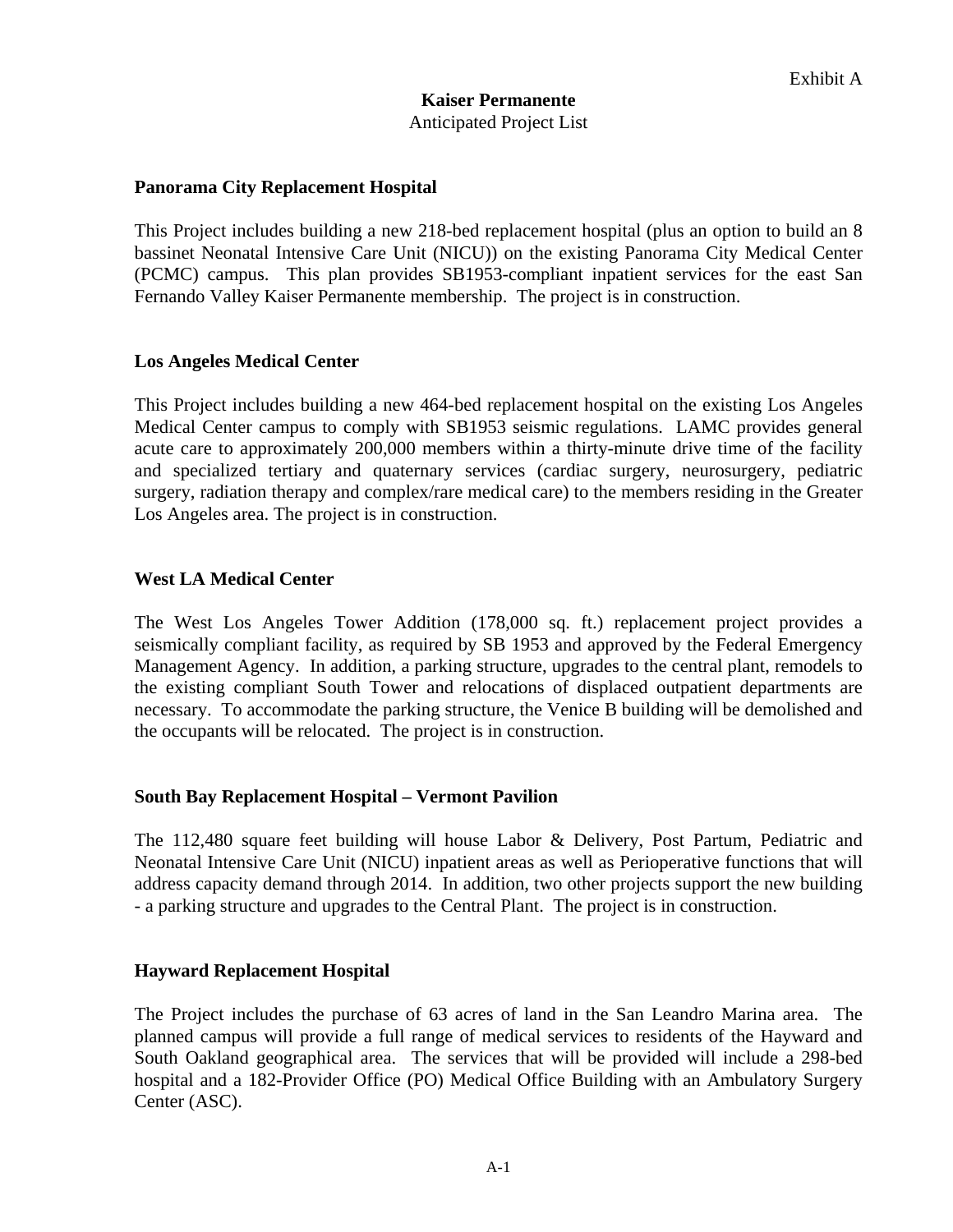Exhibit A

# Kaiser Permanente

Anticipated Project List

## Panorama City Replacement Hospital

This Project includes building a new 218-bed replacement hospital (plus an option to build an 8 bassinet Neonatal Intensive Care Unit (NICU)) on the existing Panorama City Medical Center (PCMC) campus. This plan provides SB1953-compliant inpatient services for the east San Fernando Valley Kaiser Permanente membership. The project is in construction.

## Los Angeles Medical Center

This Project includes building a new 464-bed replacement hospital on the existing Los Angeles Medical Center campus to comply with SB1953 seismic regulations. LAMC provides general acute care to approximately 200,000 members within a thirty-minute drive time of the facility and specialized tertiary and quaternary services (cardiac surgery, neurosurgery, pediatric surgery, radiation therapy and complex/rare medical care) to the members residing in the Greater Los Angeles area. The project is in construction.

## West LA Medical Center

The West Los Angeles Tower Addition (178,000 sq. ft.) replacement project provides a seismically compliant facility, as required by SB 1953 and approved by the Federal Emergency Management Agency. In addition, a parking structure, upgrades to the central plant, remodels to the existing compliant South Tower and relocations of displaced outpatient departments are necessary. To accommodate the parking structure, the Venice B building will be demolished and the occupants will be relocated. The project is in construction.

## South Bay Replacement Hospital – Vermont Pavilion

The 112,480 square feet building will house Labor & Delivery, Post Partum, Pediatric and Neonatal Intensive Care Unit (NICU) inpatient areas as well as Perioperative functions that will address capacity demand through 2014. In addition, two other projects support the new building - a parking structure and upgrades to the Central Plant. The project is in construction.

## Hayward Replacement Hospital

The Project includes the purchase of 63 acres of land in the San Leandro Marina area. The planned campus will provide a full range of medical services to residents of the Hayward and South Oakland geographical area. The services that will be provided will include a 298-bed hospital and a 182-Provider Office (PO) Medical Office Building with an Ambulatory Surgery Center (ASC).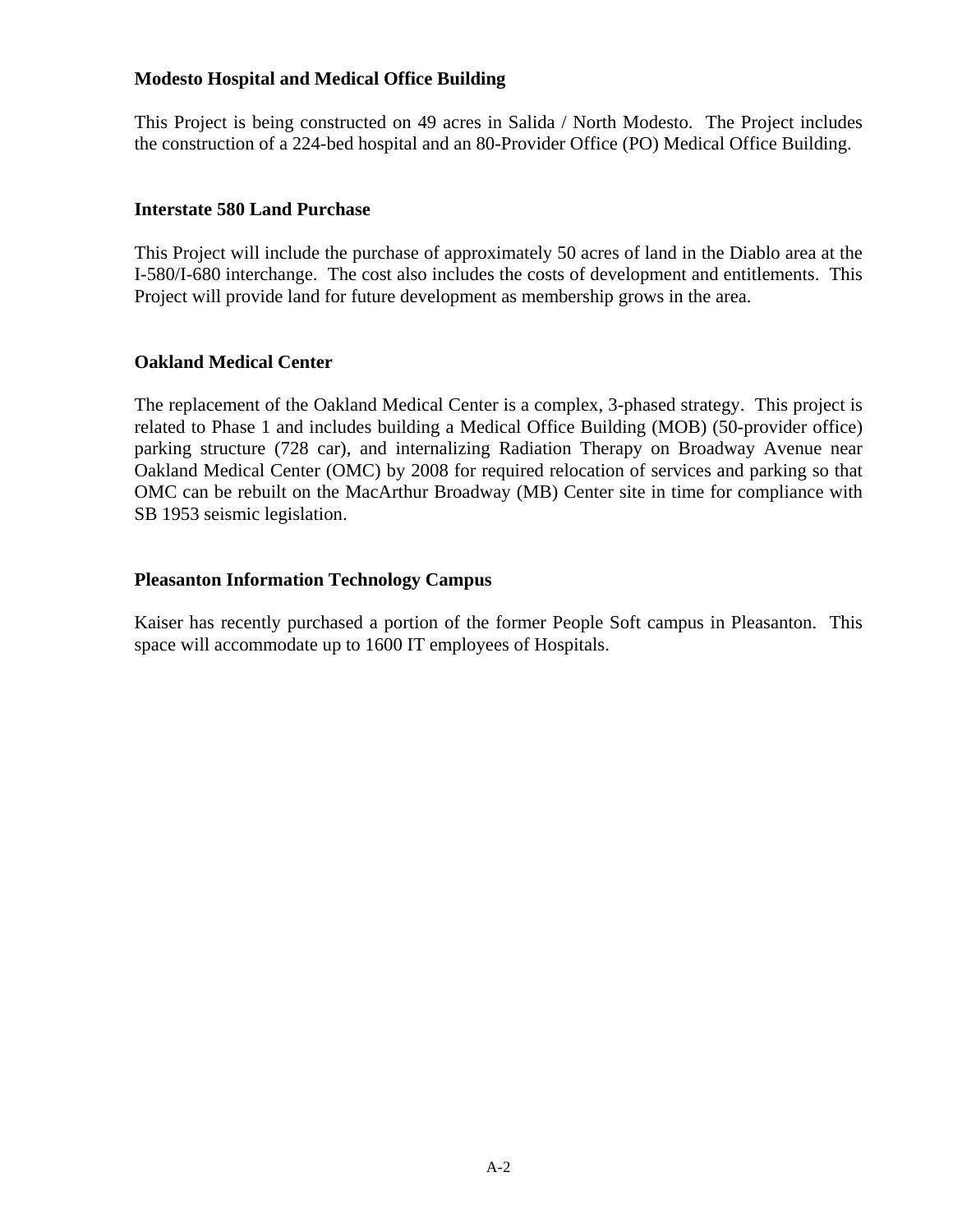**Modesto Hospital and Medical Office Building**

This Project is being constructed on 49 acres in Salida / North Modesto. The Project includes the construction of a 224-bed hospital and an 80-Provider Office (PO) Medical Office Building.

**Interstate 580 Land Purchase**

This Project will include the purchase of approximately 50 acres of land in the Diablo area at the I-580/I-680 interchange. The cost also includes the costs of development and entitlements. This Project will provide land for future development as membership grows in the area.

**Oakland Medical Center**

The replacement of the Oakland Medical Center is a complex, 3-phased strategy. This project is related to Phase 1 and includes building a Medical Office Building (MOB) (50-provider office) parking structure (728 car), and internalizing Radiation Therapy on Broadway Avenue near Oakland Medical Center (OMC) by 2008 for required relocation of services and parking so that OMC can be rebuilt on the MacArthur Broadway (MB) Center site in time for compliance with SB 1953 seismic legislation.

**Pleasanton Information Technology Campus**

Kaiser has recently purchased a portion of the former People Soft campus in Pleasanton. This space will accommodate up to 1600 IT employees of Hospitals.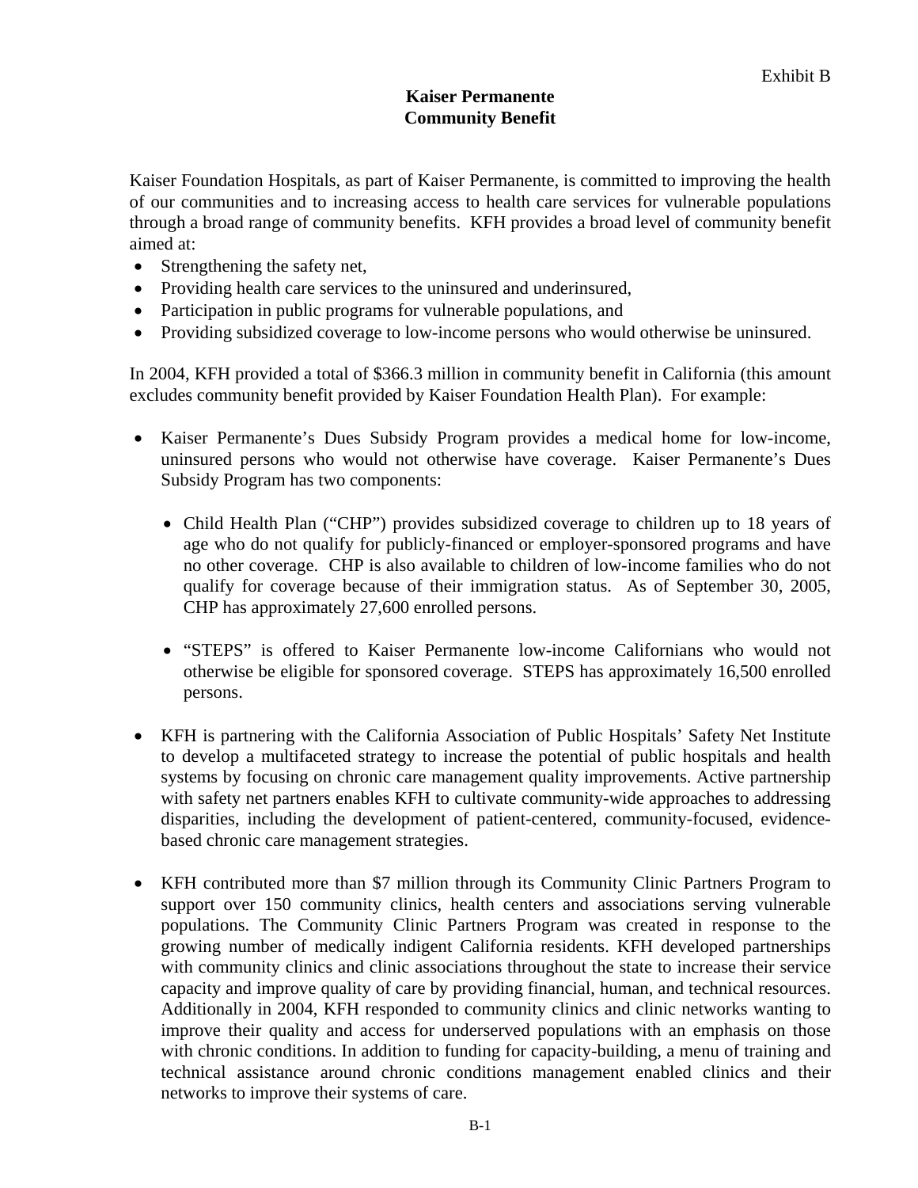Exhibit B

# Kaiser Permanente
# Community Benefit

Kaiser Foundation Hospitals, as part of Kaiser Permanente, is committed to improving the health of our communities and to increasing access to health care services for vulnerable populations through a broad range of community benefits. KFH provides a broad level of community benefit aimed at:

- Strengthening the safety net,
- Providing health care services to the uninsured and underinsured,
- Participation in public programs for vulnerable populations, and
- Providing subsidized coverage to low-income persons who would otherwise be uninsured.

In 2004, KFH provided a total of $366.3 million in community benefit in California (this amount excludes community benefit provided by Kaiser Foundation Health Plan). For example:

- Kaiser Permanente's Dues Subsidy Program provides a medical home for low-income, uninsured persons who would not otherwise have coverage. Kaiser Permanente's Dues Subsidy Program has two components:
  - Child Health Plan ("CHP") provides subsidized coverage to children up to 18 years of age who do not qualify for publicly-financed or employer-sponsored programs and have no other coverage. CHP is also available to children of low-income families who do not qualify for coverage because of their immigration status. As of September 30, 2005, CHP has approximately 27,600 enrolled persons.
  - "STEPS" is offered to Kaiser Permanente low-income Californians who would not otherwise be eligible for sponsored coverage. STEPS has approximately 16,500 enrolled persons.
- KFH is partnering with the California Association of Public Hospitals' Safety Net Institute to develop a multifaceted strategy to increase the potential of public hospitals and health systems by focusing on chronic care management quality improvements. Active partnership with safety net partners enables KFH to cultivate community-wide approaches to addressing disparities, including the development of patient-centered, community-focused, evidence-based chronic care management strategies.
- KFH contributed more than $7 million through its Community Clinic Partners Program to support over 150 community clinics, health centers and associations serving vulnerable populations. The Community Clinic Partners Program was created in response to the growing number of medically indigent California residents. KFH developed partnerships with community clinics and clinic associations throughout the state to increase their service capacity and improve quality of care by providing financial, human, and technical resources. Additionally in 2004, KFH responded to community clinics and clinic networks wanting to improve their quality and access for underserved populations with an emphasis on those with chronic conditions. In addition to funding for capacity-building, a menu of training and technical assistance around chronic conditions management enabled clinics and their networks to improve their systems of care.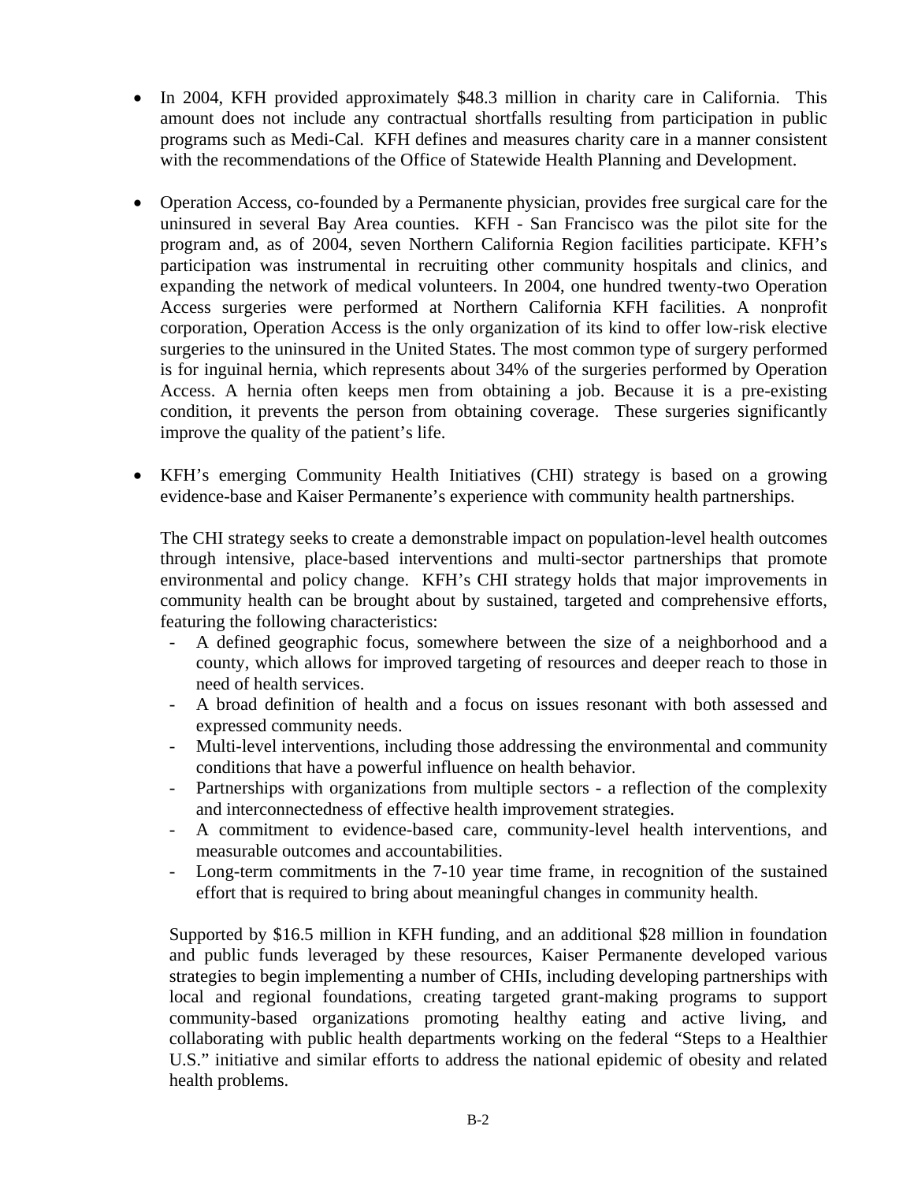- In 2004, KFH provided approximately $48.3 million in charity care in California. This amount does not include any contractual shortfalls resulting from participation in public programs such as Medi-Cal. KFH defines and measures charity care in a manner consistent with the recommendations of the Office of Statewide Health Planning and Development.

- Operation Access, co-founded by a Permanente physician, provides free surgical care for the uninsured in several Bay Area counties. KFH - San Francisco was the pilot site for the program and, as of 2004, seven Northern California Region facilities participate. KFH's participation was instrumental in recruiting other community hospitals and clinics, and expanding the network of medical volunteers. In 2004, one hundred twenty-two Operation Access surgeries were performed at Northern California KFH facilities. A nonprofit corporation, Operation Access is the only organization of its kind to offer low-risk elective surgeries to the uninsured in the United States. The most common type of surgery performed is for inguinal hernia, which represents about 34% of the surgeries performed by Operation Access. A hernia often keeps men from obtaining a job. Because it is a pre-existing condition, it prevents the person from obtaining coverage. These surgeries significantly improve the quality of the patient's life.

- KFH's emerging Community Health Initiatives (CHI) strategy is based on a growing evidence-base and Kaiser Permanente's experience with community health partnerships.

  The CHI strategy seeks to create a demonstrable impact on population-level health outcomes through intensive, place-based interventions and multi-sector partnerships that promote environmental and policy change. KFH's CHI strategy holds that major improvements in community health can be brought about by sustained, targeted and comprehensive efforts, featuring the following characteristics:
  - A defined geographic focus, somewhere between the size of a neighborhood and a county, which allows for improved targeting of resources and deeper reach to those in need of health services.
  - A broad definition of health and a focus on issues resonant with both assessed and expressed community needs.
  - Multi-level interventions, including those addressing the environmental and community conditions that have a powerful influence on health behavior.
  - Partnerships with organizations from multiple sectors - a reflection of the complexity and interconnectedness of effective health improvement strategies.
  - A commitment to evidence-based care, community-level health interventions, and measurable outcomes and accountabilities.
  - Long-term commitments in the 7-10 year time frame, in recognition of the sustained effort that is required to bring about meaningful changes in community health.

  Supported by $16.5 million in KFH funding, and an additional $28 million in foundation and public funds leveraged by these resources, Kaiser Permanente developed various strategies to begin implementing a number of CHIs, including developing partnerships with local and regional foundations, creating targeted grant-making programs to support community-based organizations promoting healthy eating and active living, and collaborating with public health departments working on the federal "Steps to a Healthier U.S." initiative and similar efforts to address the national epidemic of obesity and related health problems.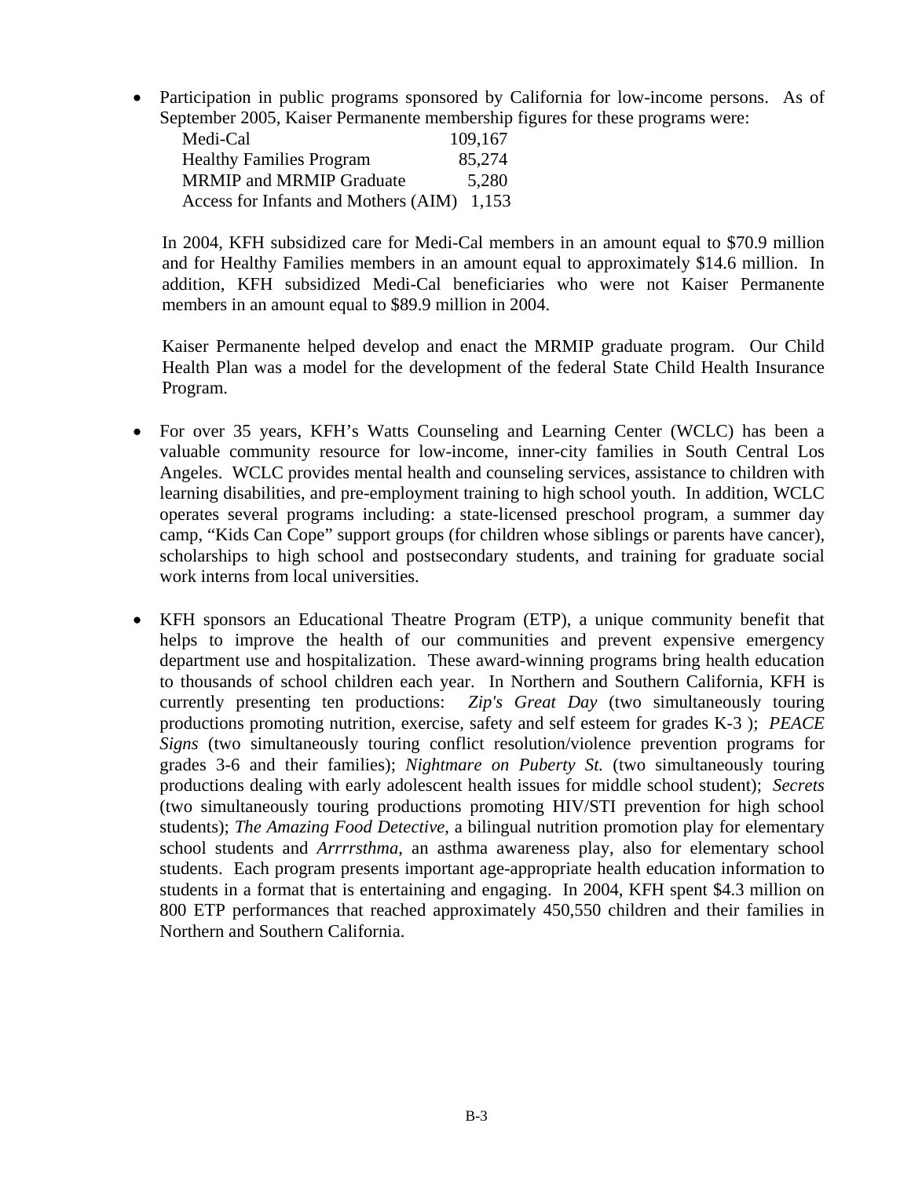- Participation in public programs sponsored by California for low-income persons. As of September 2005, Kaiser Permanente membership figures for these programs were:

| | |
|---|---|
| Medi-Cal | 109,167 |
| Healthy Families Program | 85,274 |
| MRMIP and MRMIP Graduate | 5,280 |
| Access for Infants and Mothers (AIM) | 1,153 |

  In 2004, KFH subsidized care for Medi-Cal members in an amount equal to $70.9 million and for Healthy Families members in an amount equal to approximately $14.6 million. In addition, KFH subsidized Medi-Cal beneficiaries who were not Kaiser Permanente members in an amount equal to $89.9 million in 2004.

  Kaiser Permanente helped develop and enact the MRMIP graduate program. Our Child Health Plan was a model for the development of the federal State Child Health Insurance Program.

- For over 35 years, KFH's Watts Counseling and Learning Center (WCLC) has been a valuable community resource for low-income, inner-city families in South Central Los Angeles. WCLC provides mental health and counseling services, assistance to children with learning disabilities, and pre-employment training to high school youth. In addition, WCLC operates several programs including: a state-licensed preschool program, a summer day camp, "Kids Can Cope" support groups (for children whose siblings or parents have cancer), scholarships to high school and postsecondary students, and training for graduate social work interns from local universities.

- KFH sponsors an Educational Theatre Program (ETP), a unique community benefit that helps to improve the health of our communities and prevent expensive emergency department use and hospitalization. These award-winning programs bring health education to thousands of school children each year. In Northern and Southern California, KFH is currently presenting ten productions: *Zip's Great Day* (two simultaneously touring productions promoting nutrition, exercise, safety and self esteem for grades K-3 ); *PEACE Signs* (two simultaneously touring conflict resolution/violence prevention programs for grades 3-6 and their families); *Nightmare on Puberty St.* (two simultaneously touring productions dealing with early adolescent health issues for middle school student); *Secrets* (two simultaneously touring productions promoting HIV/STI prevention for high school students); *The Amazing Food Detective*, a bilingual nutrition promotion play for elementary school students and *Arrrrsthma*, an asthma awareness play, also for elementary school students. Each program presents important age-appropriate health education information to students in a format that is entertaining and engaging. In 2004, KFH spent $4.3 million on 800 ETP performances that reached approximately 450,550 children and their families in Northern and Southern California.